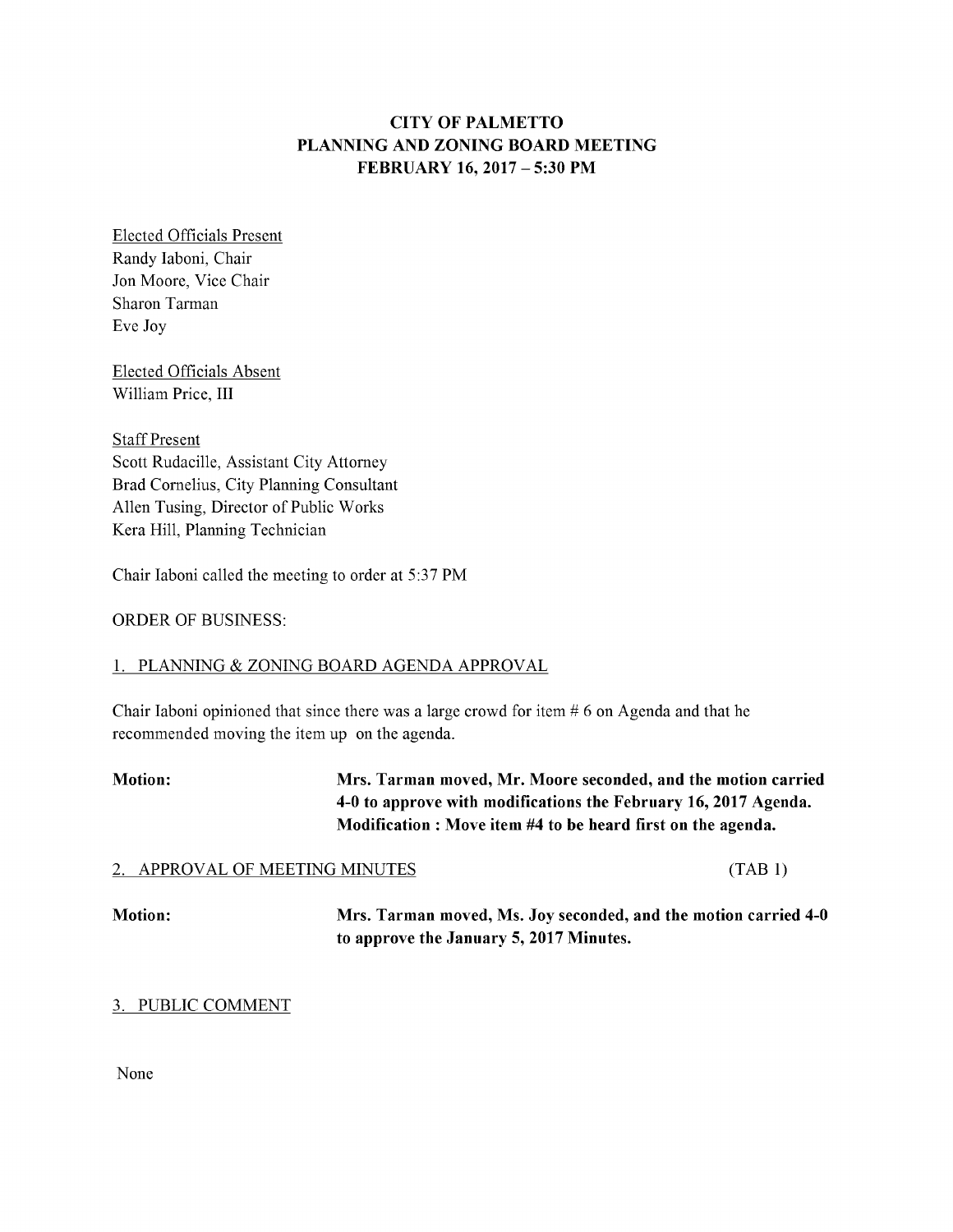# CITY OF PALMETTO
## PLANNING AND ZONING BOARD MEETING
## FEBRUARY 16, 2017 – 5:30 PM

Elected Officials Present
Randy Iaboni, Chair
Jon Moore, Vice Chair
Sharon Tarman
Eve Joy

Elected Officials Absent
William Price, III

Staff Present
Scott Rudacille, Assistant City Attorney
Brad Cornelius, City Planning Consultant
Allen Tusing, Director of Public Works
Kera Hill, Planning Technician

Chair Iaboni called the meeting to order at 5:37 PM

ORDER OF BUSINESS:

1. PLANNING & ZONING BOARD AGENDA APPROVAL

Chair Iaboni opinioned that since there was a large crowd for item # 6 on Agenda and that he recommended moving the item up on the agenda.

**Motion:** **Mrs. Tarman moved, Mr. Moore seconded, and the motion carried 4-0 to approve with modifications the February 16, 2017 Agenda. Modification : Move item #4 to be heard first on the agenda.**

2. APPROVAL OF MEETING MINUTES (TAB 1)

**Motion:** **Mrs. Tarman moved, Ms. Joy seconded, and the motion carried 4-0 to approve the January 5, 2017 Minutes.**

3. PUBLIC COMMENT

None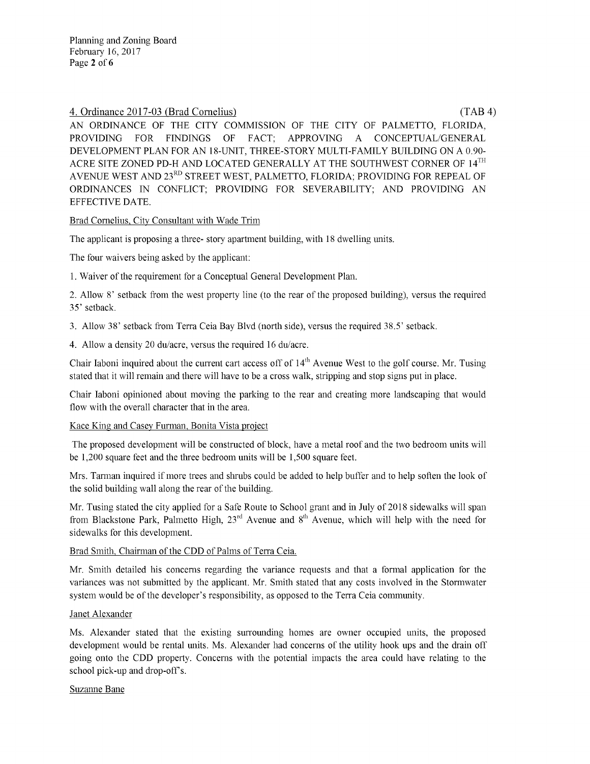4. Ordinance 2017-03 (Brad Cornelius) (TAB 4)

AN ORDINANCE OF THE CITY COMMISSION OF THE CITY OF PALMETTO, FLORIDA, PROVIDING FOR FINDINGS OF FACT; APPROVING A CONCEPTUAL/GENERAL DEVELOPMENT PLAN FOR AN 18-UNIT, THREE-STORY MULTI-FAMILY BUILDING ON A 0.90-ACRE SITE ZONED PD-H AND LOCATED GENERALLY AT THE SOUTHWEST CORNER OF 14TH AVENUE WEST AND 23RD STREET WEST, PALMETTO, FLORIDA; PROVIDING FOR REPEAL OF ORDINANCES IN CONFLICT; PROVIDING FOR SEVERABILITY; AND PROVIDING AN EFFECTIVE DATE.

Brad Cornelius, City Consultant with Wade Trim

The applicant is proposing a three- story apartment building, with 18 dwelling units.

The four waivers being asked by the applicant:

1. Waiver of the requirement for a Conceptual General Development Plan.

2. Allow 8' setback from the west property line (to the rear of the proposed building), versus the required 35' setback.

3. Allow 38' setback from Terra Ceia Bay Blvd (north side), versus the required 38.5' setback.

4. Allow a density 20 du/acre, versus the required 16 du/acre.

Chair Iaboni inquired about the current cart access off of 14th Avenue West to the golf course. Mr. Tusing stated that it will remain and there will have to be a cross walk, stripping and stop signs put in place.

Chair Iaboni opinioned about moving the parking to the rear and creating more landscaping that would flow with the overall character that in the area.

Kace King and Casey Furman, Bonita Vista project

The proposed development will be constructed of block, have a metal roof and the two bedroom units will be 1,200 square feet and the three bedroom units will be 1,500 square feet.

Mrs. Tarman inquired if more trees and shrubs could be added to help buffer and to help soften the look of the solid building wall along the rear of the building.

Mr. Tusing stated the city applied for a Safe Route to School grant and in July of 2018 sidewalks will span from Blackstone Park, Palmetto High, 23rd Avenue and 8th Avenue, which will help with the need for sidewalks for this development.

Brad Smith, Chairman of the CDD of Palms of Terra Ceia.

Mr. Smith detailed his concerns regarding the variance requests and that a formal application for the variances was not submitted by the applicant. Mr. Smith stated that any costs involved in the Stormwater system would be of the developer's responsibility, as opposed to the Terra Ceia community.

Janet Alexander

Ms. Alexander stated that the existing surrounding homes are owner occupied units, the proposed development would be rental units. Ms. Alexander had concerns of the utility hook ups and the drain off going onto the CDD property. Concerns with the potential impacts the area could have relating to the school pick-up and drop-off's.

Suzanne Bane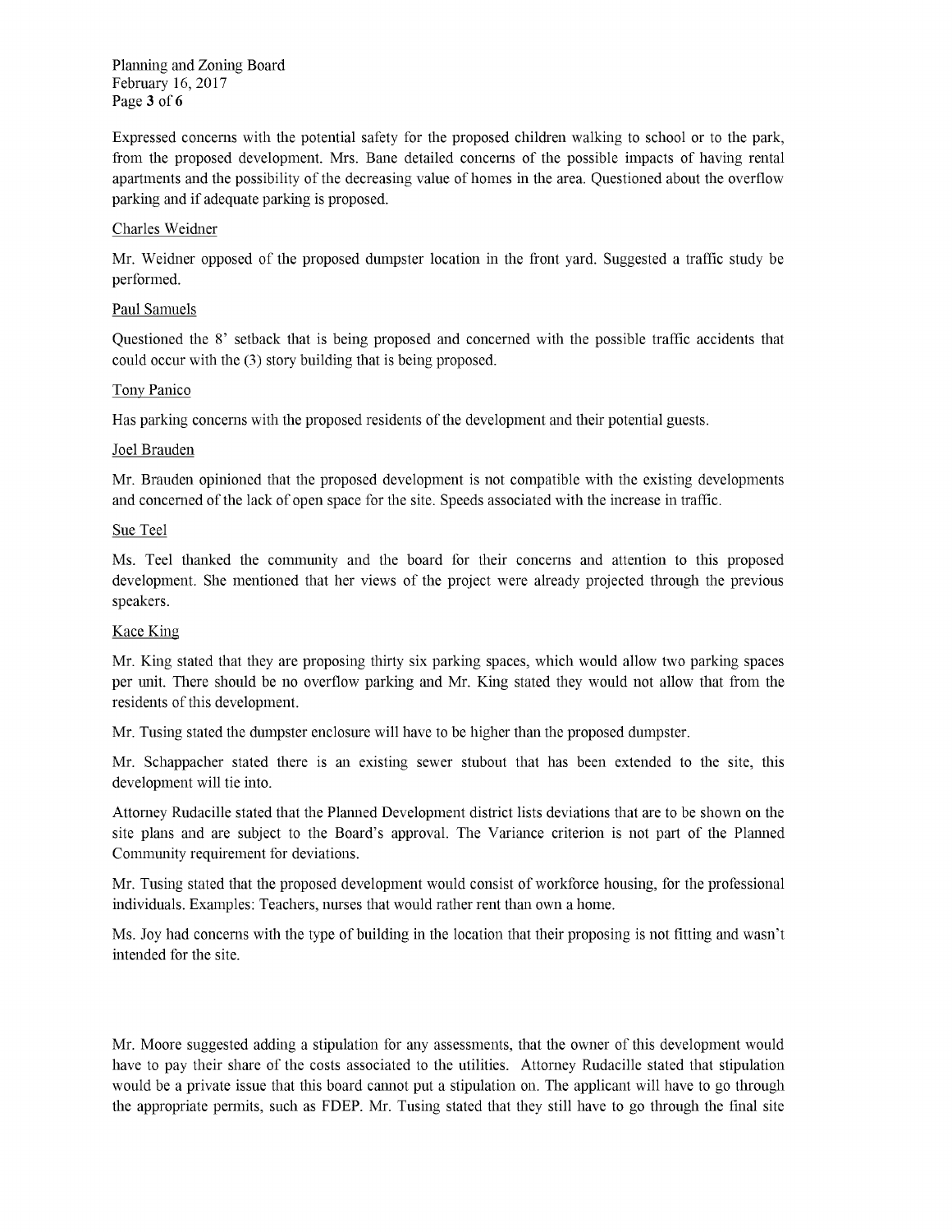Expressed concerns with the potential safety for the proposed children walking to school or to the park, from the proposed development. Mrs. Bane detailed concerns of the possible impacts of having rental apartments and the possibility of the decreasing value of homes in the area. Questioned about the overflow parking and if adequate parking is proposed.

<u>Charles Weidner</u>

Mr. Weidner opposed of the proposed dumpster location in the front yard. Suggested a traffic study be performed.

<u>Paul Samuels</u>

Questioned the 8' setback that is being proposed and concerned with the possible traffic accidents that could occur with the (3) story building that is being proposed.

<u>Tony Panico</u>

Has parking concerns with the proposed residents of the development and their potential guests.

<u>Joel Brauden</u>

Mr. Brauden opinioned that the proposed development is not compatible with the existing developments and concerned of the lack of open space for the site. Speeds associated with the increase in traffic.

<u>Sue Teel</u>

Ms. Teel thanked the community and the board for their concerns and attention to this proposed development. She mentioned that her views of the project were already projected through the previous speakers.

<u>Kace King</u>

Mr. King stated that they are proposing thirty six parking spaces, which would allow two parking spaces per unit. There should be no overflow parking and Mr. King stated they would not allow that from the residents of this development.

Mr. Tusing stated the dumpster enclosure will have to be higher than the proposed dumpster.

Mr. Schappacher stated there is an existing sewer stubout that has been extended to the site, this development will tie into.

Attorney Rudacille stated that the Planned Development district lists deviations that are to be shown on the site plans and are subject to the Board's approval. The Variance criterion is not part of the Planned Community requirement for deviations.

Mr. Tusing stated that the proposed development would consist of workforce housing, for the professional individuals. Examples: Teachers, nurses that would rather rent than own a home.

Ms. Joy had concerns with the type of building in the location that their proposing is not fitting and wasn't intended for the site.

Mr. Moore suggested adding a stipulation for any assessments, that the owner of this development would have to pay their share of the costs associated to the utilities. Attorney Rudacille stated that stipulation would be a private issue that this board cannot put a stipulation on. The applicant will have to go through the appropriate permits, such as FDEP. Mr. Tusing stated that they still have to go through the final site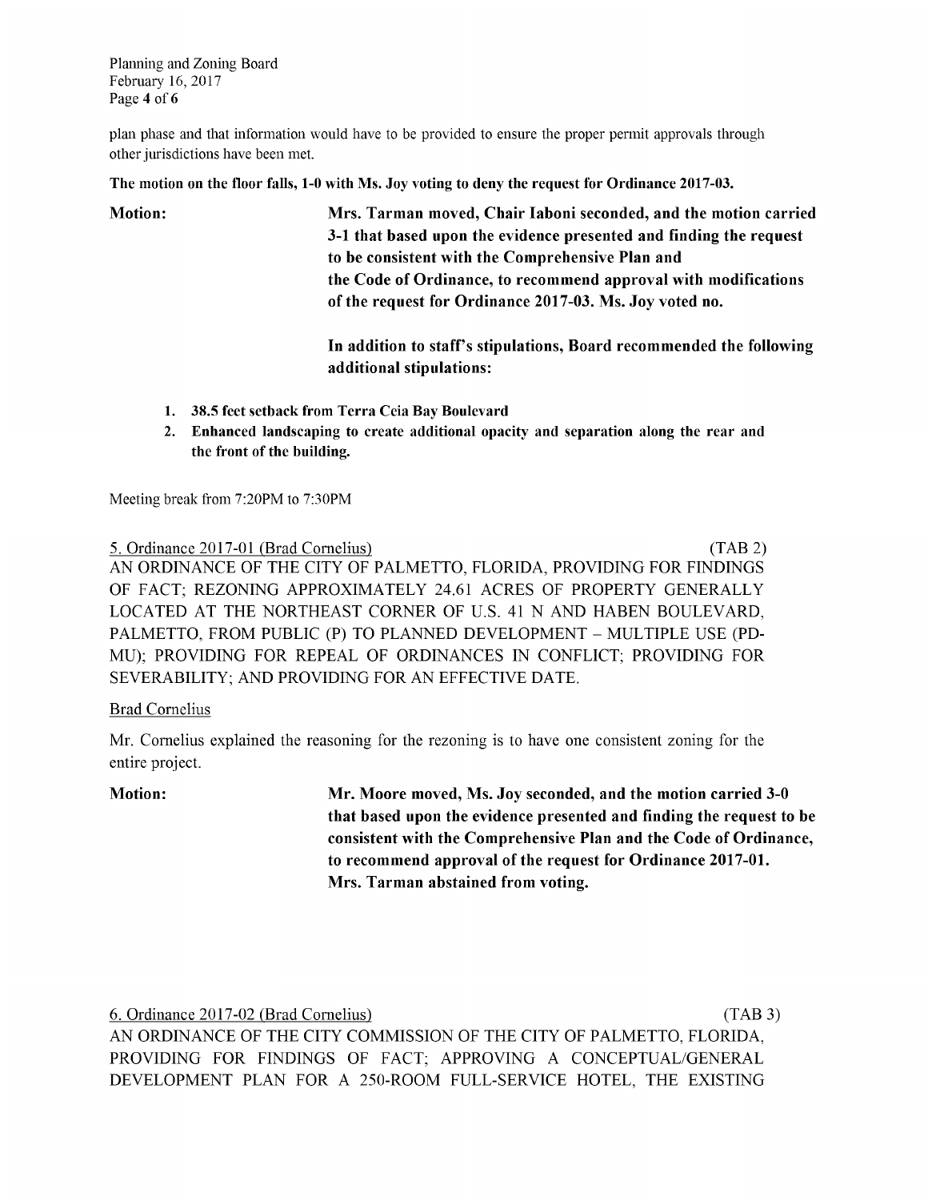plan phase and that information would have to be provided to ensure the proper permit approvals through other jurisdictions have been met.

**The motion on the floor falls, 1-0 with Ms. Joy voting to deny the request for Ordinance 2017-03.**

**Motion:** **Mrs. Tarman moved, Chair Iaboni seconded, and the motion carried 3-1 that based upon the evidence presented and finding the request to be consistent with the Comprehensive Plan and the Code of Ordinance, to recommend approval with modifications of the request for Ordinance 2017-03. Ms. Joy voted no.**

**In addition to staff's stipulations, Board recommended the following additional stipulations:**

1. **38.5 feet setback from Terra Ceia Bay Boulevard**
2. **Enhanced landscaping to create additional opacity and separation along the rear and the front of the building.**

Meeting break from 7:20PM to 7:30PM

5. Ordinance 2017-01 (Brad Cornelius) (TAB 2)

AN ORDINANCE OF THE CITY OF PALMETTO, FLORIDA, PROVIDING FOR FINDINGS OF FACT; REZONING APPROXIMATELY 24.61 ACRES OF PROPERTY GENERALLY LOCATED AT THE NORTHEAST CORNER OF U.S. 41 N AND HABEN BOULEVARD, PALMETTO, FROM PUBLIC (P) TO PLANNED DEVELOPMENT – MULTIPLE USE (PD-MU); PROVIDING FOR REPEAL OF ORDINANCES IN CONFLICT; PROVIDING FOR SEVERABILITY; AND PROVIDING FOR AN EFFECTIVE DATE.

Brad Cornelius

Mr. Cornelius explained the reasoning for the rezoning is to have one consistent zoning for the entire project.

**Motion:** **Mr. Moore moved, Ms. Joy seconded, and the motion carried 3-0 that based upon the evidence presented and finding the request to be consistent with the Comprehensive Plan and the Code of Ordinance, to recommend approval of the request for Ordinance 2017-01. Mrs. Tarman abstained from voting.**

6. Ordinance 2017-02 (Brad Cornelius) (TAB 3)

AN ORDINANCE OF THE CITY COMMISSION OF THE CITY OF PALMETTO, FLORIDA, PROVIDING FOR FINDINGS OF FACT; APPROVING A CONCEPTUAL/GENERAL DEVELOPMENT PLAN FOR A 250-ROOM FULL-SERVICE HOTEL, THE EXISTING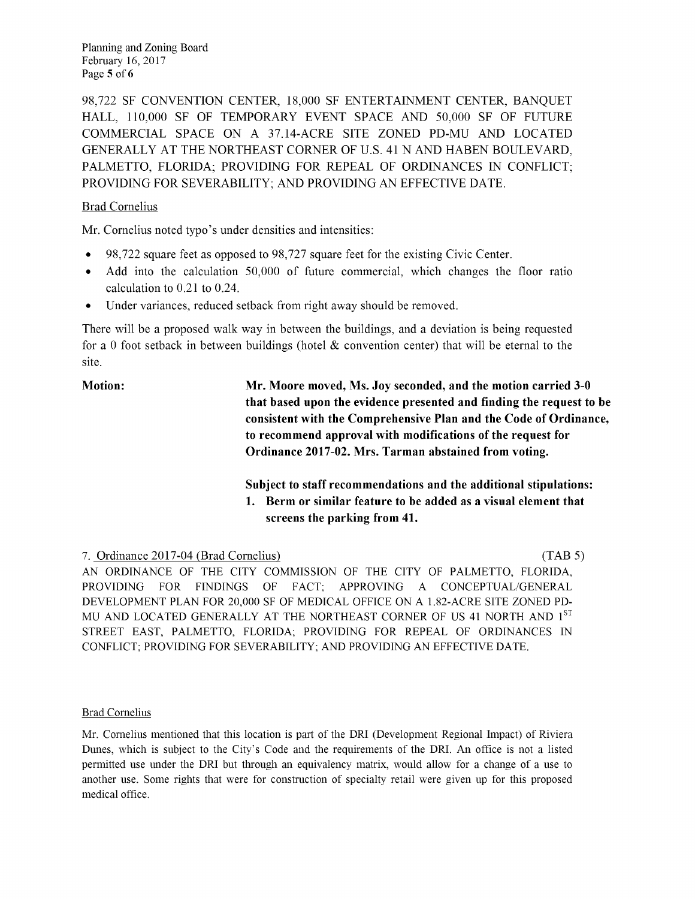98,722 SF CONVENTION CENTER, 18,000 SF ENTERTAINMENT CENTER, BANQUET HALL, 110,000 SF OF TEMPORARY EVENT SPACE AND 50,000 SF OF FUTURE COMMERCIAL SPACE ON A 37.14-ACRE SITE ZONED PD-MU AND LOCATED GENERALLY AT THE NORTHEAST CORNER OF U.S. 41 N AND HABEN BOULEVARD, PALMETTO, FLORIDA; PROVIDING FOR REPEAL OF ORDINANCES IN CONFLICT; PROVIDING FOR SEVERABILITY; AND PROVIDING AN EFFECTIVE DATE.

Brad Cornelius

Mr. Cornelius noted typo's under densities and intensities:

- 98,722 square feet as opposed to 98,727 square feet for the existing Civic Center.
- Add into the calculation 50,000 of future commercial, which changes the floor ratio calculation to 0.21 to 0.24.
- Under variances, reduced setback from right away should be removed.

There will be a proposed walk way in between the buildings, and a deviation is being requested for a 0 foot setback in between buildings (hotel & convention center) that will be eternal to the site.

**Motion:** **Mr. Moore moved, Ms. Joy seconded, and the motion carried 3-0 that based upon the evidence presented and finding the request to be consistent with the Comprehensive Plan and the Code of Ordinance, to recommend approval with modifications of the request for Ordinance 2017-02. Mrs. Tarman abstained from voting.**

**Subject to staff recommendations and the additional stipulations:**

1. **Berm or similar feature to be added as a visual element that screens the parking from 41.**

7. Ordinance 2017-04 (Brad Cornelius) (TAB 5)

AN ORDINANCE OF THE CITY COMMISSION OF THE CITY OF PALMETTO, FLORIDA, PROVIDING FOR FINDINGS OF FACT; APPROVING A CONCEPTUAL/GENERAL DEVELOPMENT PLAN FOR 20,000 SF OF MEDICAL OFFICE ON A 1.82-ACRE SITE ZONED PD-MU AND LOCATED GENERALLY AT THE NORTHEAST CORNER OF US 41 NORTH AND 1ST STREET EAST, PALMETTO, FLORIDA; PROVIDING FOR REPEAL OF ORDINANCES IN CONFLICT; PROVIDING FOR SEVERABILITY; AND PROVIDING AN EFFECTIVE DATE.

Brad Cornelius

Mr. Cornelius mentioned that this location is part of the DRI (Development Regional Impact) of Riviera Dunes, which is subject to the City's Code and the requirements of the DRI. An office is not a listed permitted use under the DRI but through an equivalency matrix, would allow for a change of a use to another use. Some rights that were for construction of specialty retail were given up for this proposed medical office.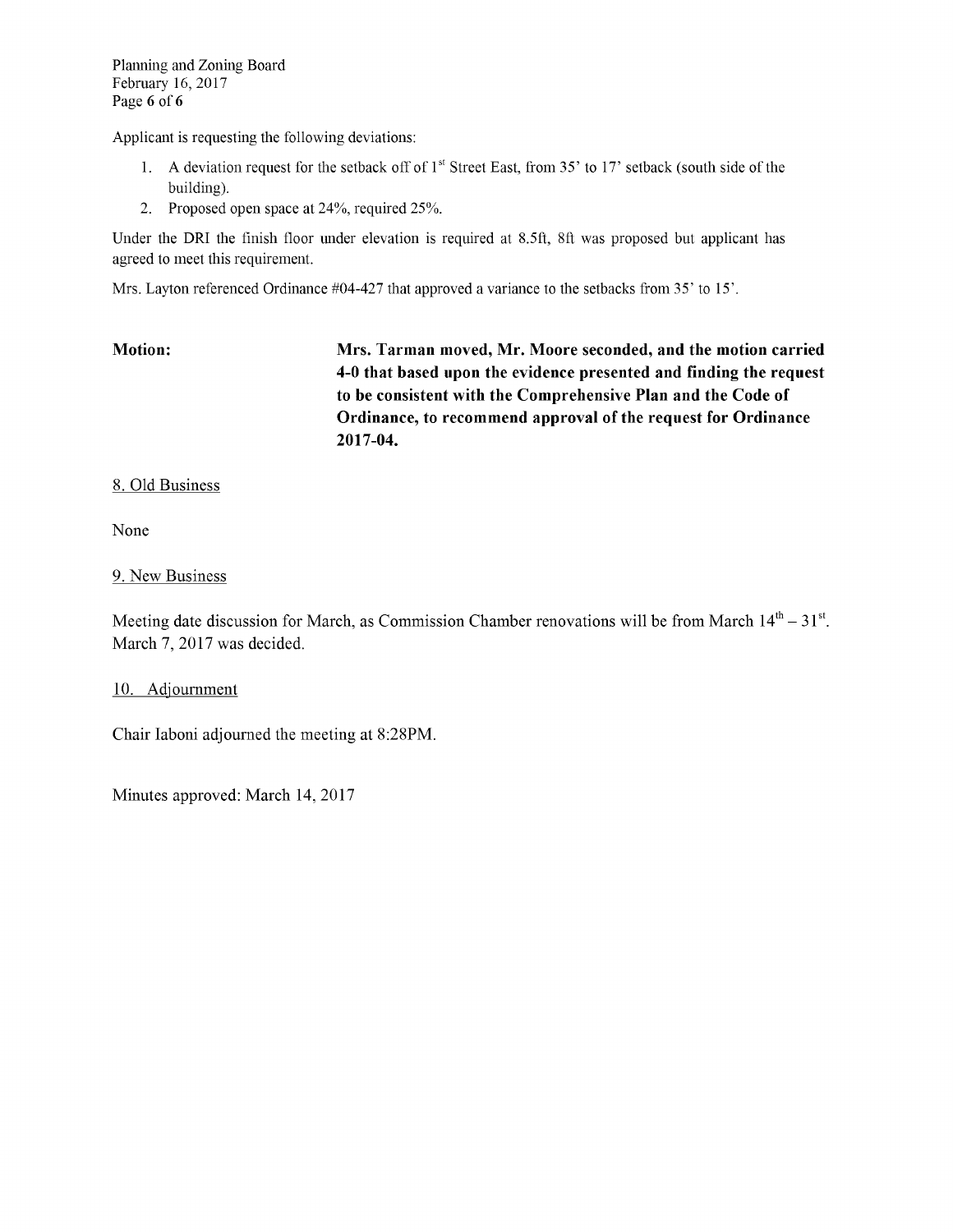Applicant is requesting the following deviations:

1. A deviation request for the setback off of 1st Street East, from 35' to 17' setback (south side of the building).
2. Proposed open space at 24%, required 25%.

Under the DRI the finish floor under elevation is required at 8.5ft, 8ft was proposed but applicant has agreed to meet this requirement.

Mrs. Layton referenced Ordinance #04-427 that approved a variance to the setbacks from 35' to 15'.

**Motion:** **Mrs. Tarman moved, Mr. Moore seconded, and the motion carried 4-0 that based upon the evidence presented and finding the request to be consistent with the Comprehensive Plan and the Code of Ordinance, to recommend approval of the request for Ordinance 2017-04.**

8. Old Business

None

9. New Business

Meeting date discussion for March, as Commission Chamber renovations will be from March 14th – 31st. March 7, 2017 was decided.

10. Adjournment

Chair Iaboni adjourned the meeting at 8:28PM.

Minutes approved: March 14, 2017